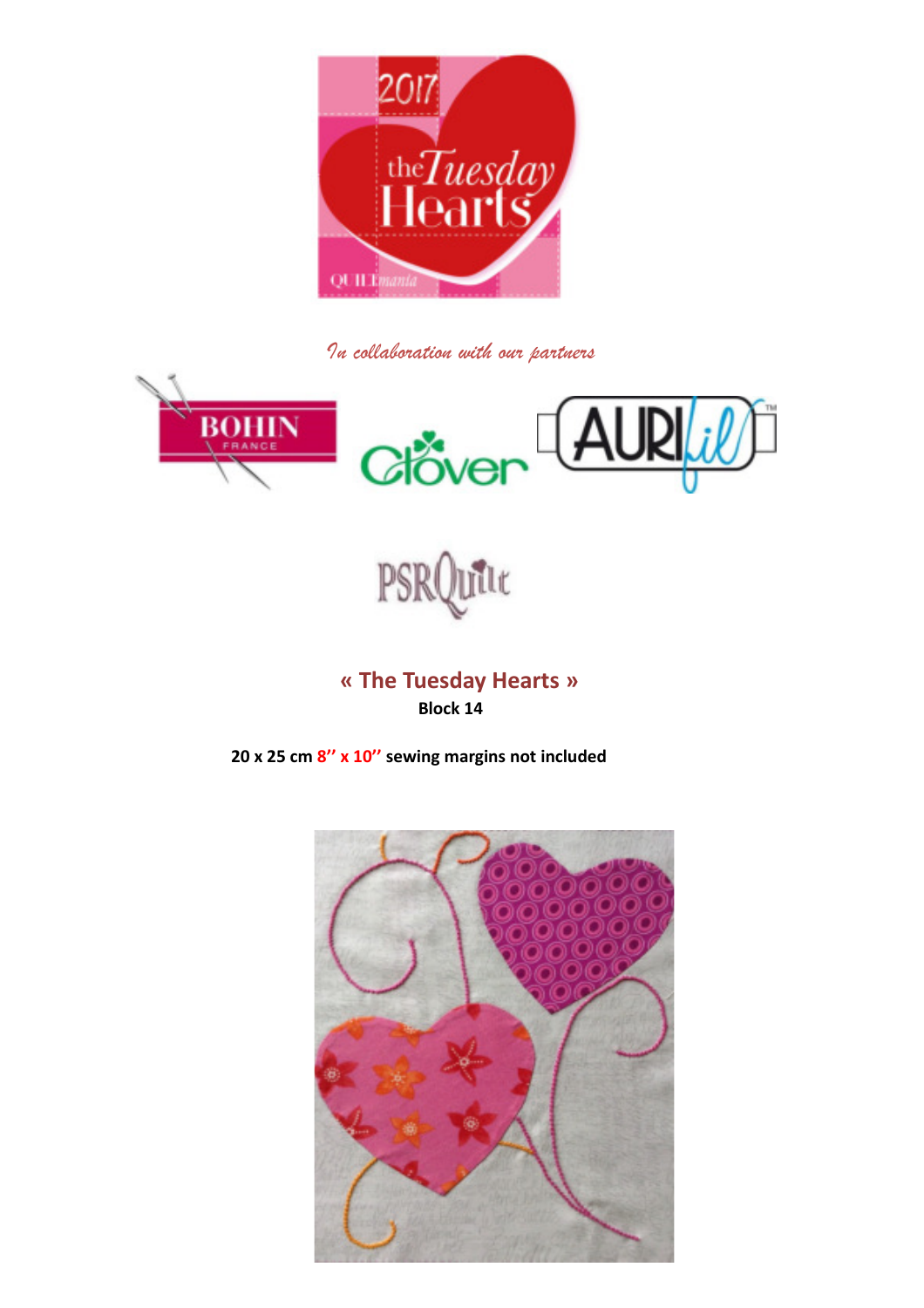*In collaboration with our partners*

# « The Tuesday Hearts »

**Block 14**

**20 x 25 cm 8'' x 10'' sewing margins not included**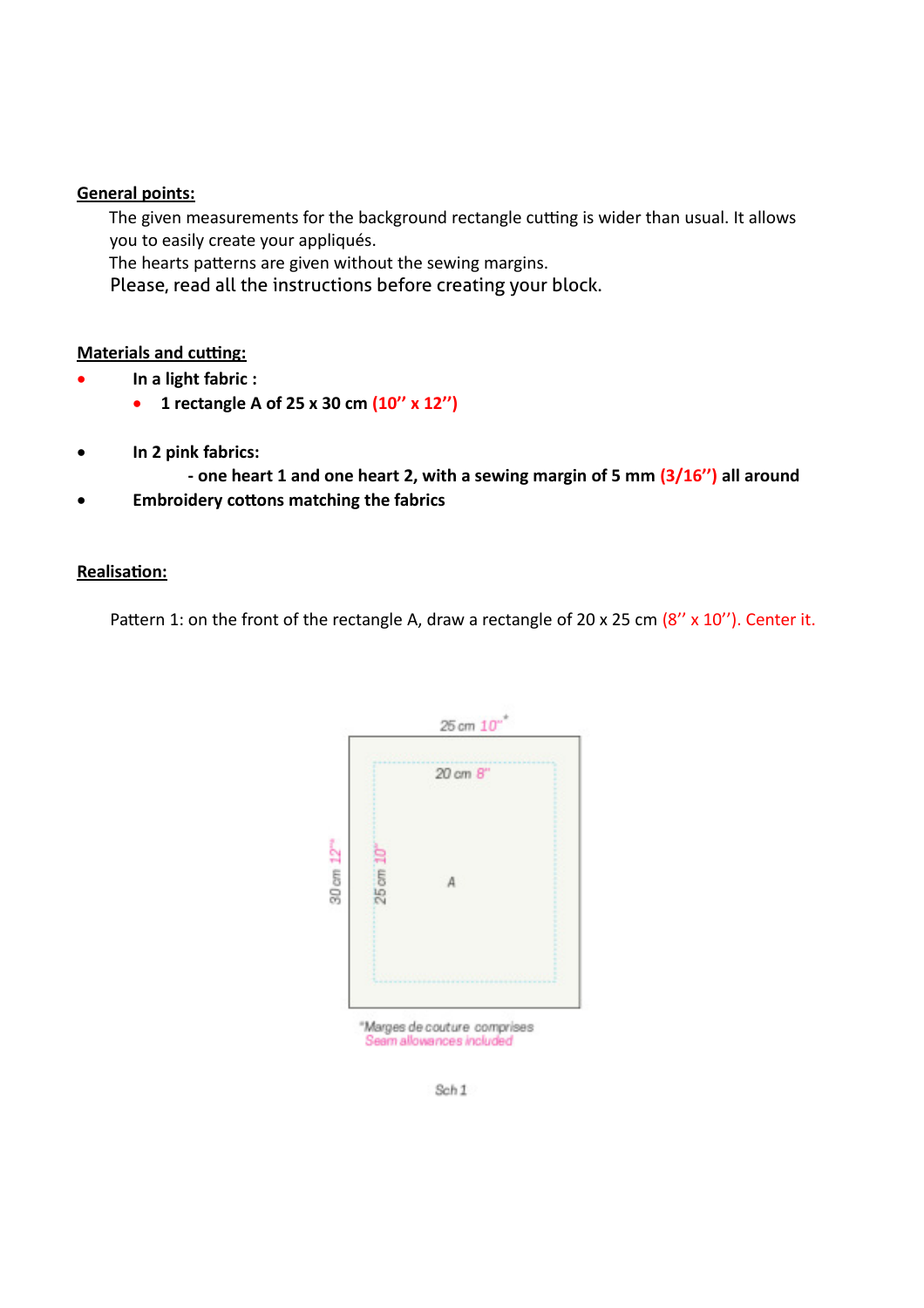**General points:**

The given measurements for the background rectangle cutting is wider than usual. It allows you to easily create your appliqués.
The hearts patterns are given without the sewing margins.
Please, read all the instructions before creating your block.

**Materials and cutting:**

- **In a light fabric :**
  - **1 rectangle A of 25 x 30 cm (10'' x 12'')**
- **In 2 pink fabrics:**
  - **one heart 1 and one heart 2, with a sewing margin of 5 mm (3/16'') all around**
- **Embroidery cottons matching the fabrics**

**Realisation:**

Pattern 1: on the front of the rectangle A, draw a rectangle of 20 x 25 cm (8'' x 10''). Center it.

25 cm 10''*

20 cm 8''

30 cm 12''

25 cm 10''

A

*Marges de couture comprises
Seam allowances included

Sch 1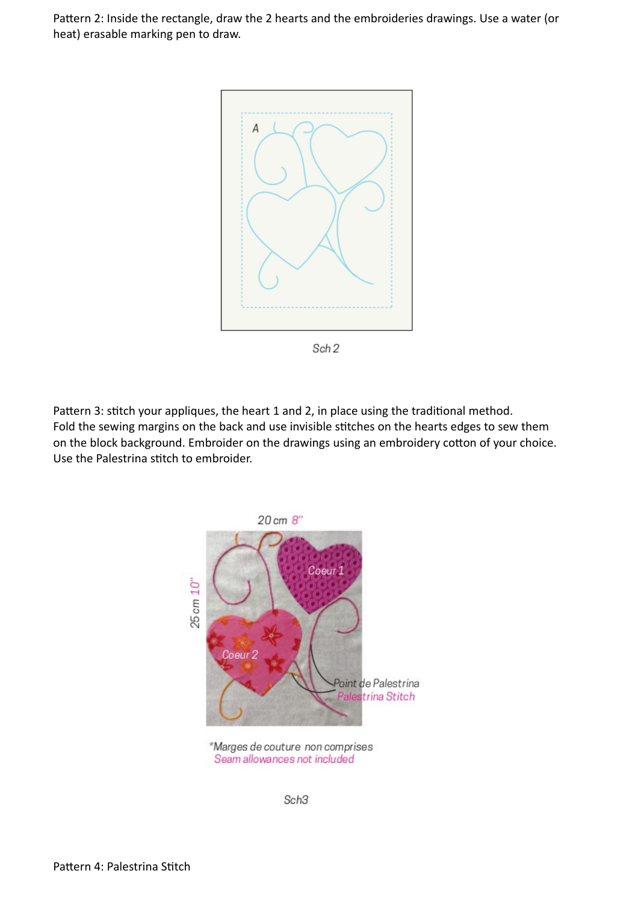Pattern 2: Inside the rectangle, draw the 2 hearts and the embroideries drawings. Use a water (or heat) erasable marking pen to draw.

Sch 2

Pattern 3: stitch your appliques, the heart 1 and 2, in place using the traditional method.
Fold the sewing margins on the back and use invisible stitches on the hearts edges to sew them on the block background. Embroider on the drawings using an embroidery cotton of your choice. Use the Palestrina stitch to embroider.

20 cm 8"

25 cm 10"

Coeur 1

Coeur 2

Point de Palestrina
Palestrina Stitch

*Marges de couture non comprises
Seam allowances not included

Sch3

Pattern 4: Palestrina Stitch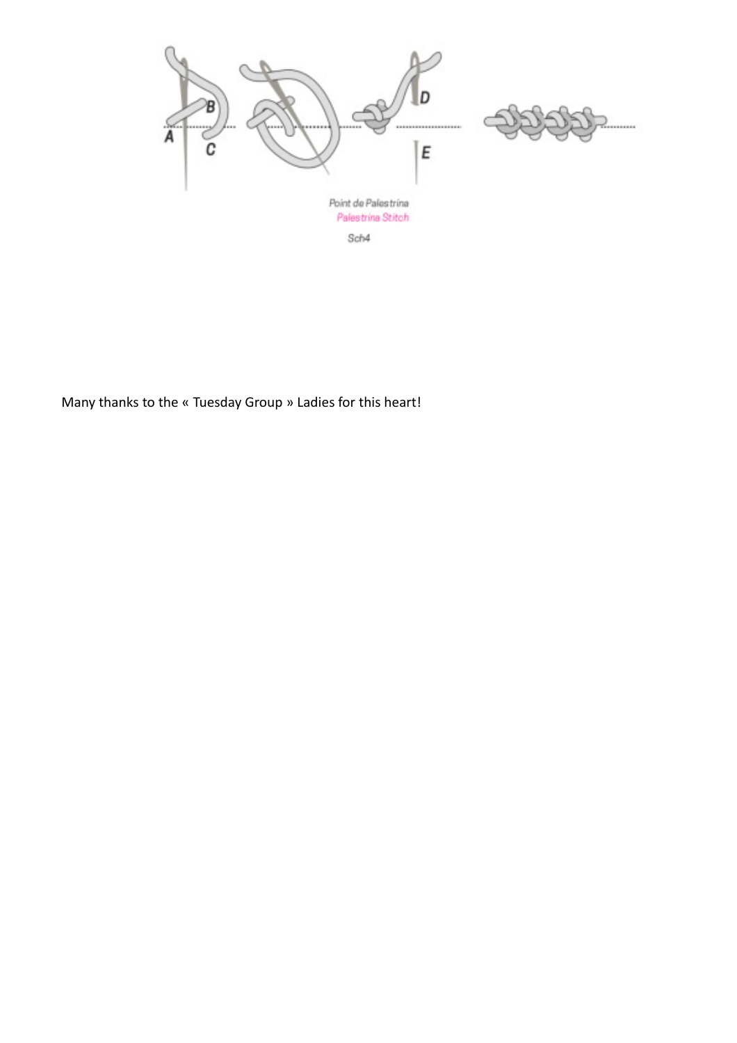Point de Palestrina
Palestrina Stitch
Sch4

Many thanks to the « Tuesday Group » Ladies for this heart!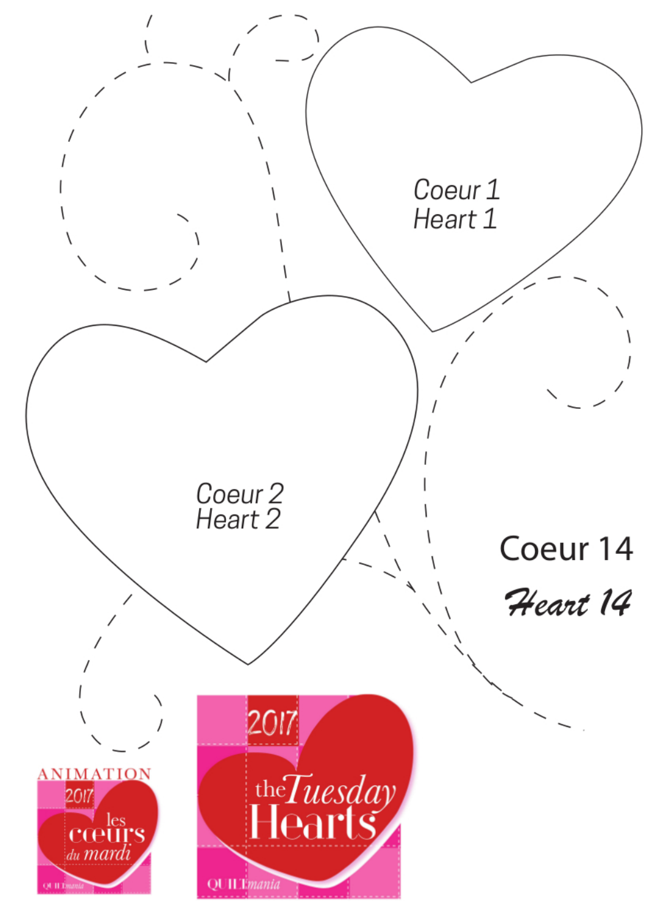Coeur 1
Heart 1

Coeur 2
Heart 2

Coeur 14

*Heart 14*

ANIMATION
2017
les cœurs du mardi
QUILTmania

2017
the Tuesday Hearts
QUILTmania